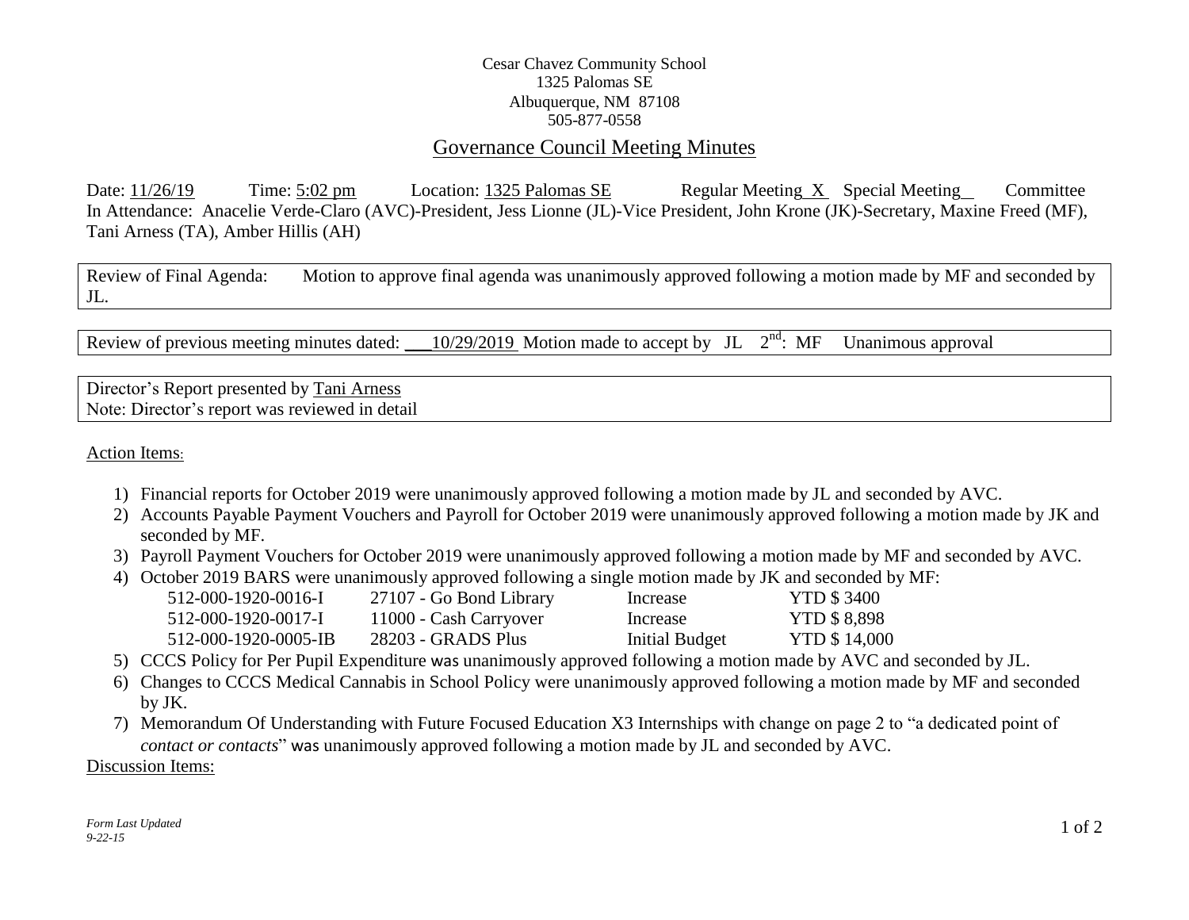Cesar Chavez Community School
1325 Palomas SE
Albuquerque, NM 87108
505-877-0558

# Governance Council Meeting Minutes

Date: 11/26/19 Time: 5:02 pm Location: 1325 Palomas SE Regular Meeting X Special Meeting__ Committee
In Attendance: Anacelie Verde-Claro (AVC)-President, Jess Lionne (JL)-Vice President, John Krone (JK)-Secretary, Maxine Freed (MF), Tani Arness (TA), Amber Hillis (AH)

Review of Final Agenda: Motion to approve final agenda was unanimously approved following a motion made by MF and seconded by JL.

Review of previous meeting minutes dated: ___10/29/2019 Motion made to accept by JL 2nd: MF Unanimous approval

Director's Report presented by Tani Arness
Note: Director's report was reviewed in detail

## Action Items:

1) Financial reports for October 2019 were unanimously approved following a motion made by JL and seconded by AVC.
2) Accounts Payable Payment Vouchers and Payroll for October 2019 were unanimously approved following a motion made by JK and seconded by MF.
3) Payroll Payment Vouchers for October 2019 were unanimously approved following a motion made by MF and seconded by AVC.
4) October 2019 BARS were unanimously approved following a single motion made by JK and seconded by MF:

| | | | |
|---|---|---|---|
| 512-000-1920-0016-I | 27107 - Go Bond Library | Increase | YTD $ 3400 |
| 512-000-1920-0017-I | 11000 - Cash Carryover | Increase | YTD $ 8,898 |
| 512-000-1920-0005-IB | 28203 - GRADS Plus | Initial Budget | YTD $ 14,000 |

5) CCCS Policy for Per Pupil Expenditure was unanimously approved following a motion made by AVC and seconded by JL.
6) Changes to CCCS Medical Cannabis in School Policy were unanimously approved following a motion made by MF and seconded by JK.
7) Memorandum Of Understanding with Future Focused Education X3 Internships with change on page 2 to "a dedicated point of *contact or contacts*" was unanimously approved following a motion made by JL and seconded by AVC.

## Discussion Items:

*Form Last Updated 9-22-15*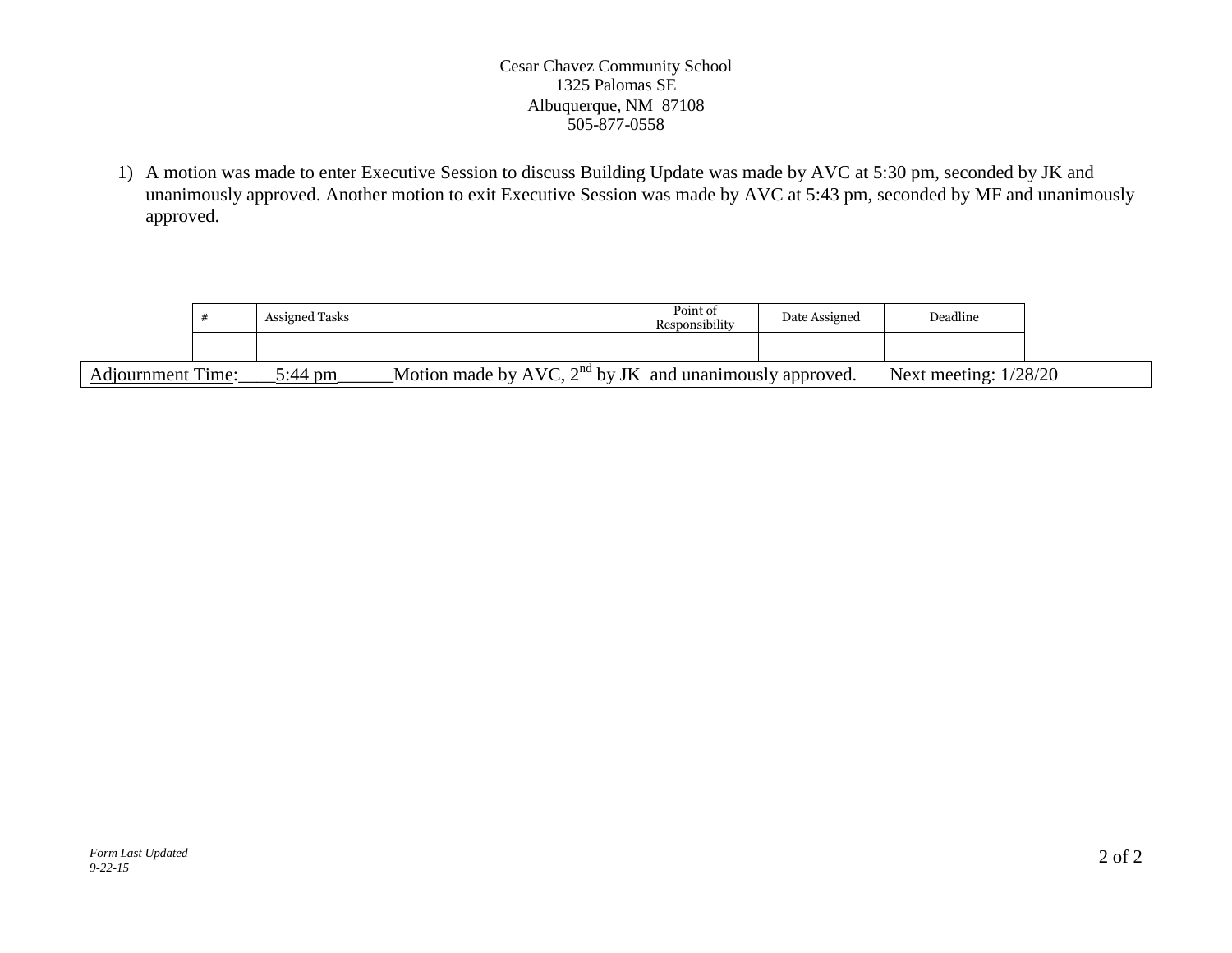Cesar Chavez Community School
1325 Palomas SE
Albuquerque, NM 87108
505-877-0558

1) A motion was made to enter Executive Session to discuss Building Update was made by AVC at 5:30 pm, seconded by JK and unanimously approved. Another motion to exit Executive Session was made by AVC at 5:43 pm, seconded by MF and unanimously approved.

| # | Assigned Tasks | Point of Responsibility | Date Assigned | Deadline |
|---|---|---|---|---|
| | | | | |

Adjournment Time:\____5:44 pm______Motion made by AVC, 2nd by JK and unanimously approved. Next meeting: 1/28/20

*Form Last Updated 9-22-15*